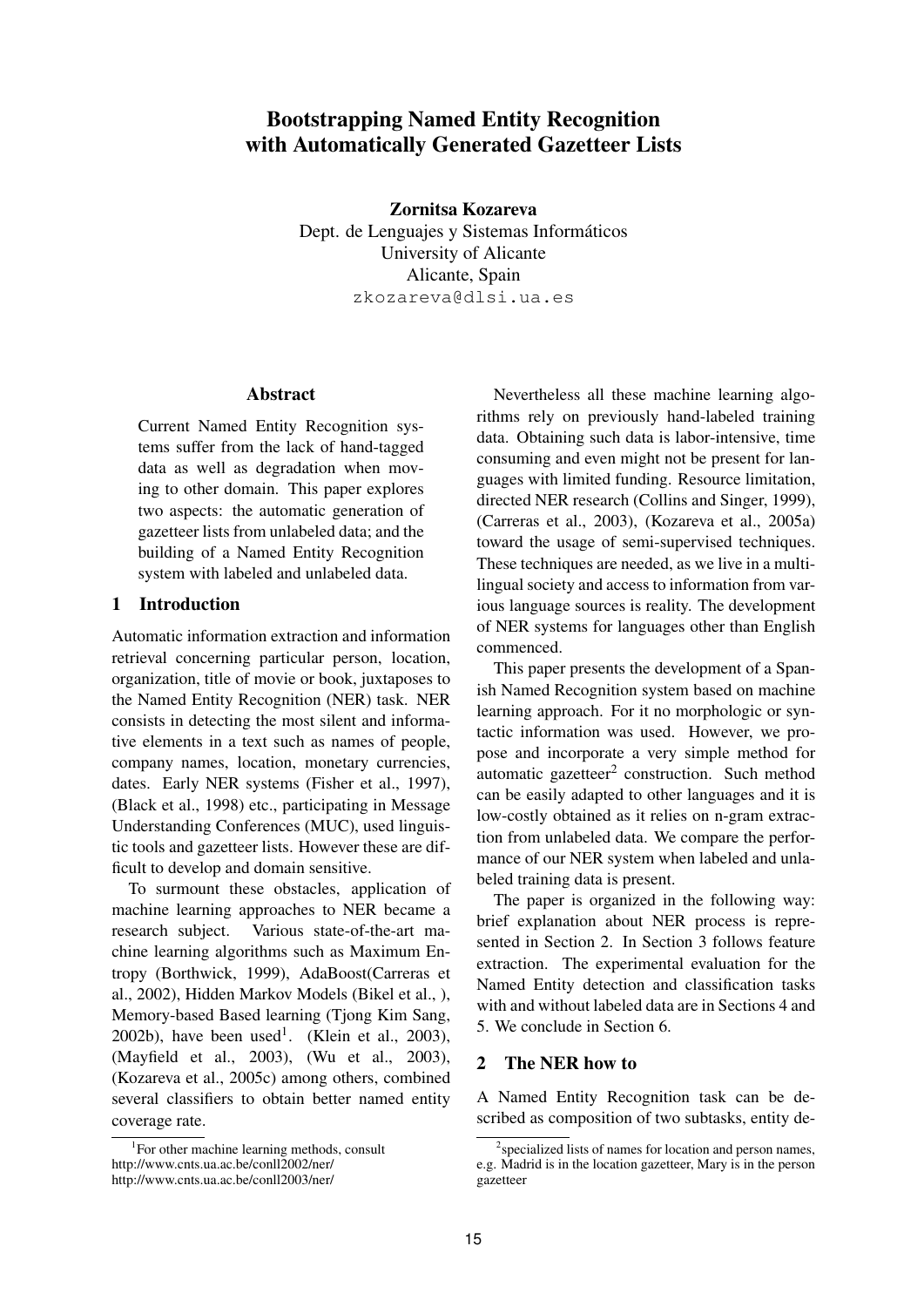# Bootstrapping Named Entity Recognition with Automatically Generated Gazetteer Lists

**Zornitsa Kozareva**
Dept. de Lenguajes y Sistemas Informáticos
University of Alicante
Alicante, Spain
zkozareva@dlsi.ua.es

## Abstract

Current Named Entity Recognition systems suffer from the lack of hand-tagged data as well as degradation when moving to other domain. This paper explores two aspects: the automatic generation of gazetteer lists from unlabeled data; and the building of a Named Entity Recognition system with labeled and unlabeled data.

## 1 Introduction

Automatic information extraction and information retrieval concerning particular person, location, organization, title of movie or book, juxtaposes to the Named Entity Recognition (NER) task. NER consists in detecting the most silent and informative elements in a text such as names of people, company names, location, monetary currencies, dates. Early NER systems (Fisher et al., 1997), (Black et al., 1998) etc., participating in Message Understanding Conferences (MUC), used linguistic tools and gazetteer lists. However these are difficult to develop and domain sensitive.

To surmount these obstacles, application of machine learning approaches to NER became a research subject. Various state-of-the-art machine learning algorithms such as Maximum Entropy (Borthwick, 1999), AdaBoost(Carreras et al., 2002), Hidden Markov Models (Bikel et al., ), Memory-based Based learning (Tjong Kim Sang, 2002b), have been used[1]. (Klein et al., 2003), (Mayfield et al., 2003), (Wu et al., 2003), (Kozareva et al., 2005c) among others, combined several classifiers to obtain better named entity coverage rate.

Nevertheless all these machine learning algorithms rely on previously hand-labeled training data. Obtaining such data is labor-intensive, time consuming and even might not be present for languages with limited funding. Resource limitation, directed NER research (Collins and Singer, 1999), (Carreras et al., 2003), (Kozareva et al., 2005a) toward the usage of semi-supervised techniques. These techniques are needed, as we live in a multilingual society and access to information from various language sources is reality. The development of NER systems for languages other than English commenced.

This paper presents the development of a Spanish Named Recognition system based on machine learning approach. For it no morphologic or syntactic information was used. However, we propose and incorporate a very simple method for automatic gazetteer[2] construction. Such method can be easily adapted to other languages and it is low-costly obtained as it relies on n-gram extraction from unlabeled data. We compare the performance of our NER system when labeled and unlabeled training data is present.

The paper is organized in the following way: brief explanation about NER process is represented in Section 2. In Section 3 follows feature extraction. The experimental evaluation for the Named Entity detection and classification tasks with and without labeled data are in Sections 4 and 5. We conclude in Section 6.

## 2 The NER how to

A Named Entity Recognition task can be described as composition of two subtasks, entity de-

---

[1] For other machine learning methods, consult
http://www.cnts.ua.ac.be/conll2002/ner/
http://www.cnts.ua.ac.be/conll2003/ner/

[2] specialized lists of names for location and person names, e.g. Madrid is in the location gazetteer, Mary is in the person gazetteer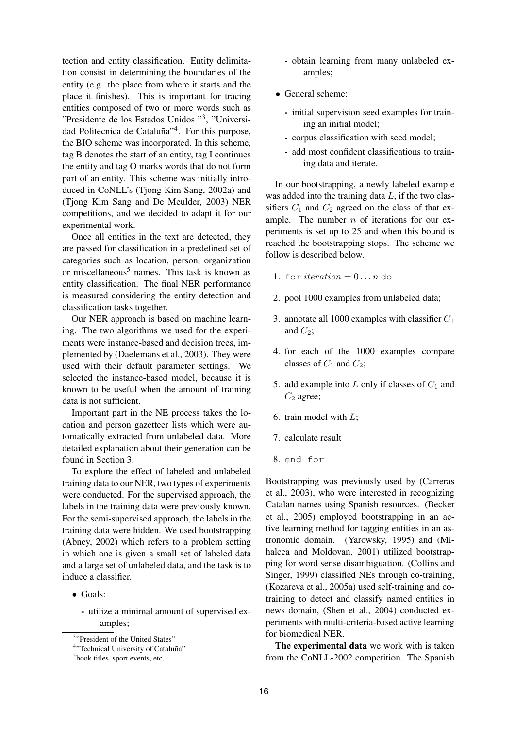tection and entity classification. Entity delimitation consist in determining the boundaries of the entity (e.g. the place from where it starts and the place it finishes). This is important for tracing entities composed of two or more words such as "Presidente de los Estados Unidos "[3], "Universidad Politecnica de Cataluña"[4]. For this purpose, the BIO scheme was incorporated. In this scheme, tag B denotes the start of an entity, tag I continues the entity and tag O marks words that do not form part of an entity. This scheme was initially introduced in CoNLL's (Tjong Kim Sang, 2002a) and (Tjong Kim Sang and De Meulder, 2003) NER competitions, and we decided to adapt it for our experimental work.

Once all entities in the text are detected, they are passed for classification in a predefined set of categories such as location, person, organization or miscellaneous[5] names. This task is known as entity classification. The final NER performance is measured considering the entity detection and classification tasks together.

Our NER approach is based on machine learning. The two algorithms we used for the experiments were instance-based and decision trees, implemented by (Daelemans et al., 2003). They were used with their default parameter settings. We selected the instance-based model, because it is known to be useful when the amount of training data is not sufficient.

Important part in the NE process takes the location and person gazetteer lists which were automatically extracted from unlabeled data. More detailed explanation about their generation can be found in Section 3.

To explore the effect of labeled and unlabeled training data to our NER, two types of experiments were conducted. For the supervised approach, the labels in the training data were previously known. For the semi-supervised approach, the labels in the training data were hidden. We used bootstrapping (Abney, 2002) which refers to a problem setting in which one is given a small set of labeled data and a large set of unlabeled data, and the task is to induce a classifier.

- Goals:
  - utilize a minimal amount of supervised examples;
  - obtain learning from many unlabeled examples;
- General scheme:
  - initial supervision seed examples for training an initial model;
  - corpus classification with seed model;
  - add most confident classifications to training data and iterate.

In our bootstrapping, a newly labeled example was added into the training data $L$, if the two classifiers $C_1$ and $C_2$ agreed on the class of that example. The number $n$ of iterations for our experiments is set up to 25 and when this bound is reached the bootstrapping stops. The scheme we follow is described below.

1. `for` $iteration = 0 \ldots n$ `do`
2. pool 1000 examples from unlabeled data;
3. annotate all 1000 examples with classifier $C_1$ and $C_2$;
4. for each of the 1000 examples compare classes of $C_1$ and $C_2$;
5. add example into $L$ only if classes of $C_1$ and $C_2$ agree;
6. train model with $L$;
7. calculate result
8. `end for`

Bootstrapping was previously used by (Carreras et al., 2003), who were interested in recognizing Catalan names using Spanish resources. (Becker et al., 2005) employed bootstrapping in an active learning method for tagging entities in an astronomic domain. (Yarowsky, 1995) and (Mihalcea and Moldovan, 2001) utilized bootstrapping for word sense disambiguation. (Collins and Singer, 1999) classified NEs through co-training, (Kozareva et al., 2005a) used self-training and co-training to detect and classify named entities in news domain, (Shen et al., 2004) conducted experiments with multi-criteria-based active learning for biomedical NER.

**The experimental data** we work with is taken from the CoNLL-2002 competition. The Spanish

[3]"President of the United States"

[4]"Technical University of Cataluña"

[5]book titles, sport events, etc.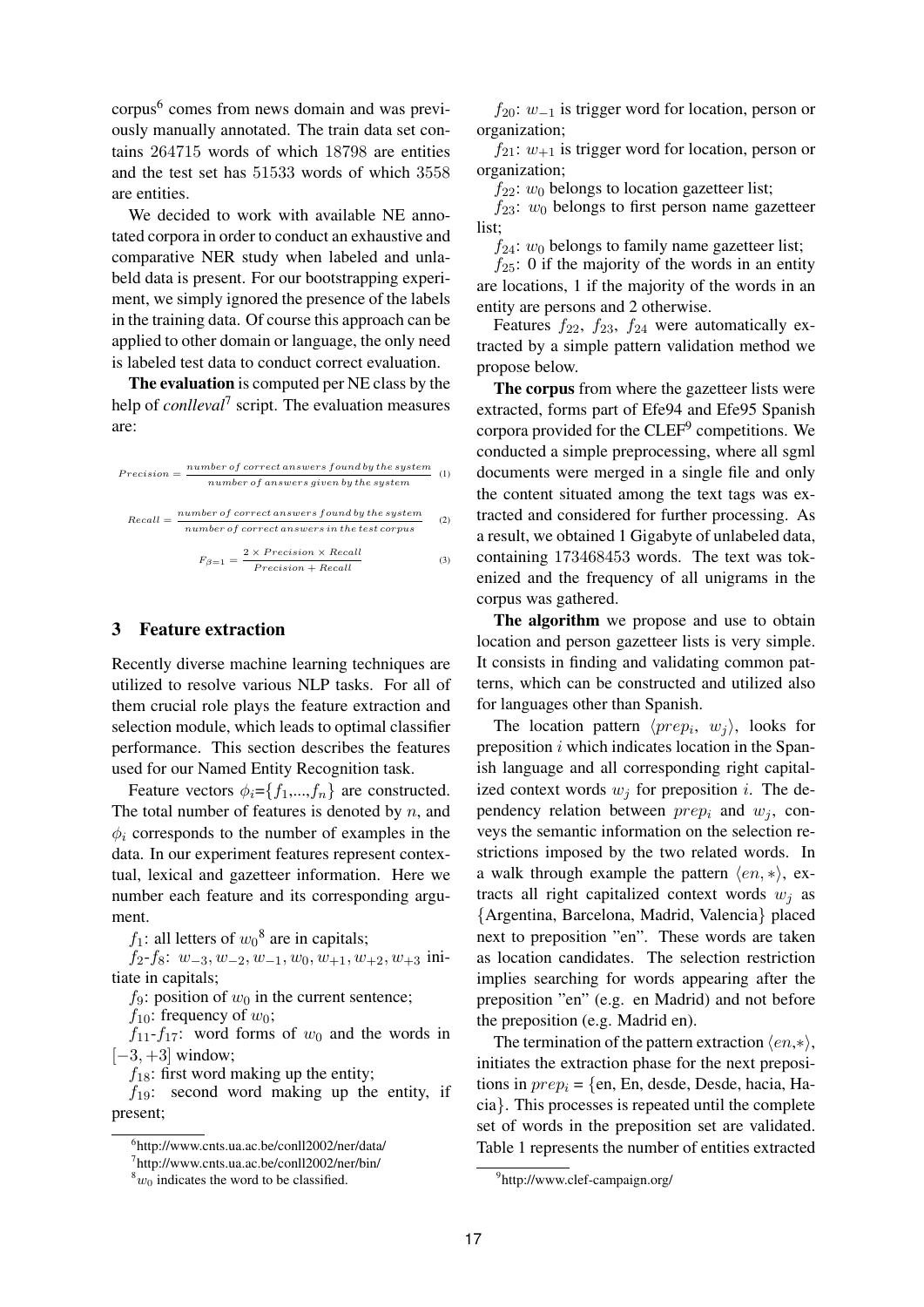corpus[6] comes from news domain and was previously manually annotated. The train data set contains 264715 words of which 18798 are entities and the test set has 51533 words of which 3558 are entities.

We decided to work with available NE annotated corpora in order to conduct an exhaustive and comparative NER study when labeled and unlabeld data is present. For our bootstrapping experiment, we simply ignored the presence of the labels in the training data. Of course this approach can be applied to other domain or language, the only need is labeled test data to conduct correct evaluation.

**The evaluation** is computed per NE class by the help of *conlleval*[7] script. The evaluation measures are:

$$Precision = \frac{number\,of\,correct\,answers\,found\,by\,the\,system}{number\,of\,answers\,given\,by\,the\,system} \quad (1)$$

$$Recall = \frac{number\,of\,correct\,answers\,found\,by\,the\,system}{number\,of\,correct\,answers\,in\,the\,test\,corpus} \quad (2)$$

$$F_{\beta=1} = \frac{2 \times Precision \times Recall}{Precision + Recall} \quad (3)$$

## 3 Feature extraction

Recently diverse machine learning techniques are utilized to resolve various NLP tasks. For all of them crucial role plays the feature extraction and selection module, which leads to optimal classifier performance. This section describes the features used for our Named Entity Recognition task.

Feature vectors $\phi_i$={$f_1$,...,$f_n$} are constructed. The total number of features is denoted by $n$, and $\phi_i$ corresponds to the number of examples in the data. In our experiment features represent contextual, lexical and gazetteer information. Here we number each feature and its corresponding argument.

$f_1$: all letters of $w_0$[8] are in capitals;

$f_2$-$f_8$: $w_{-3}, w_{-2}, w_{-1}, w_0, w_{+1}, w_{+2}, w_{+3}$ initiate in capitals;

$f_9$: position of $w_0$ in the current sentence;

$f_{10}$: frequency of $w_0$;

$f_{11}$-$f_{17}$: word forms of $w_0$ and the words in $[-3, +3]$ window;

$f_{18}$: first word making up the entity;

$f_{19}$: second word making up the entity, if present;

$f_{20}$: $w_{-1}$ is trigger word for location, person or organization;

$f_{21}$: $w_{+1}$ is trigger word for location, person or organization;

$f_{22}$: $w_0$ belongs to location gazetteer list;

$f_{23}$: $w_0$ belongs to first person name gazetteer list;

$f_{24}$: $w_0$ belongs to family name gazetteer list;

$f_{25}$: 0 if the majority of the words in an entity are locations, 1 if the majority of the words in an entity are persons and 2 otherwise.

Features $f_{22}$, $f_{23}$, $f_{24}$ were automatically extracted by a simple pattern validation method we propose below.

**The corpus** from where the gazetteer lists were extracted, forms part of Efe94 and Efe95 Spanish corpora provided for the CLEF[9] competitions. We conducted a simple preprocessing, where all sgml documents were merged in a single file and only the content situated among the text tags was extracted and considered for further processing. As a result, we obtained 1 Gigabyte of unlabeled data, containing 173468453 words. The text was tokenized and the frequency of all unigrams in the corpus was gathered.

**The algorithm** we propose and use to obtain location and person gazetteer lists is very simple. It consists in finding and validating common patterns, which can be constructed and utilized also for languages other than Spanish.

The location pattern $\langle prep_i,\ w_j \rangle$, looks for preposition $i$ which indicates location in the Spanish language and all corresponding right capitalized context words $w_j$ for preposition $i$. The dependency relation between $prep_i$ and $w_j$, conveys the semantic information on the selection restrictions imposed by the two related words. In a walk through example the pattern $\langle en, * \rangle$, extracts all right capitalized context words $w_j$ as {Argentina, Barcelona, Madrid, Valencia} placed next to preposition "en". These words are taken as location candidates. The selection restriction implies searching for words appearing after the preposition "en" (e.g. en Madrid) and not before the preposition (e.g. Madrid en).

The termination of the pattern extraction $\langle en, * \rangle$, initiates the extraction phase for the next prepositions in $prep_i$ = {en, En, desde, Desde, hacia, Hacia}. This processes is repeated until the complete set of words in the preposition set are validated. Table 1 represents the number of entities extracted

[6] http://www.cnts.ua.ac.be/conll2002/ner/data/

[7] http://www.cnts.ua.ac.be/conll2002/ner/bin/

[8] $w_0$ indicates the word to be classified.

[9] http://www.clef-campaign.org/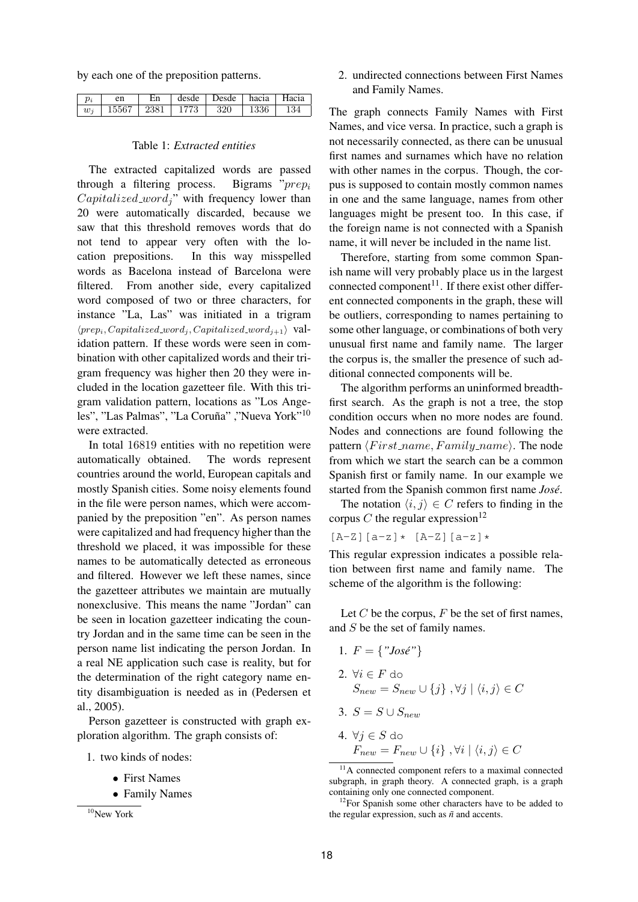by each one of the preposition patterns.

| $p_i$ | en | En | desde | Desde | hacia | Hacia |
|---|---|---|---|---|---|---|
| $w_j$ | 15567 | 2381 | 1773 | 320 | 1336 | 134 |

Table 1: *Extracted entities*

The extracted capitalized words are passed through a filtering process. Bigrams "$prep_i$ $Capitalized\_word_j$" with frequency lower than 20 were automatically discarded, because we saw that this threshold removes words that do not tend to appear very often with the location prepositions. In this way misspelled words as Bacelona instead of Barcelona were filtered. From another side, every capitalized word composed of two or three characters, for instance "La, Las" was initiated in a trigram $\langle prep_i, Capitalized\_word_j, Capitalized\_word_{j+1} \rangle$ validation pattern. If these words were seen in combination with other capitalized words and their trigram frequency was higher then 20 they were included in the location gazetteer file. With this trigram validation pattern, locations as "Los Angeles", "Las Palmas", "La Coruña" ,"Nueva York"[10] were extracted.

In total 16819 entities with no repetition were automatically obtained. The words represent countries around the world, European capitals and mostly Spanish cities. Some noisy elements found in the file were person names, which were accompanied by the preposition "en". As person names were capitalized and had frequency higher than the threshold we placed, it was impossible for these names to be automatically detected as erroneous and filtered. However we left these names, since the gazetteer attributes we maintain are mutually nonexclusive. This means the name "Jordan" can be seen in location gazetteer indicating the country Jordan and in the same time can be seen in the person name list indicating the person Jordan. In a real NE application such case is reality, but for the determination of the right category name entity disambiguation is needed as in (Pedersen et al., 2005).

Person gazetteer is constructed with graph exploration algorithm. The graph consists of:

1. two kinds of nodes:
   - First Names
   - Family Names
2. undirected connections between First Names and Family Names.

The graph connects Family Names with First Names, and vice versa. In practice, such a graph is not necessarily connected, as there can be unusual first names and surnames which have no relation with other names in the corpus. Though, the corpus is supposed to contain mostly common names in one and the same language, names from other languages might be present too. In this case, if the foreign name is not connected with a Spanish name, it will never be included in the name list.

Therefore, starting from some common Spanish name will very probably place us in the largest connected component[11]. If there exist other different connected components in the graph, these will be outliers, corresponding to names pertaining to some other language, or combinations of both very unusual first name and family name. The larger the corpus is, the smaller the presence of such additional connected components will be.

The algorithm performs an uninformed breadth-first search. As the graph is not a tree, the stop condition occurs when no more nodes are found. Nodes and connections are found following the pattern $\langle First\_name, Family\_name \rangle$. The node from which we start the search can be a common Spanish first or family name. In our example we started from the Spanish common first name *José*.

The notation $\langle i, j \rangle \in C$ refers to finding in the corpus $C$ the regular expression[12]

```
[A-Z][a-z]* [A-Z][a-z]*
```

This regular expression indicates a possible relation between first name and family name. The scheme of the algorithm is the following:

Let $C$ be the corpus, $F$ be the set of first names, and $S$ be the set of family names.

1. $F = \{\text{"José"}\}$
2. $\forall i \in F$ do
   $S_{new} = S_{new} \cup \{j\}\ , \forall j \mid \langle i, j \rangle \in C$
3. $S = S \cup S_{new}$
4. $\forall j \in S$ do
   $F_{new} = F_{new} \cup \{i\}\ , \forall i \mid \langle i, j \rangle \in C$

[10] New York

[11] A connected component refers to a maximal connected subgraph, in graph theory. A connected graph, is a graph containing only one connected component.

[12] For Spanish some other characters have to be added to the regular expression, such as ñ and accents.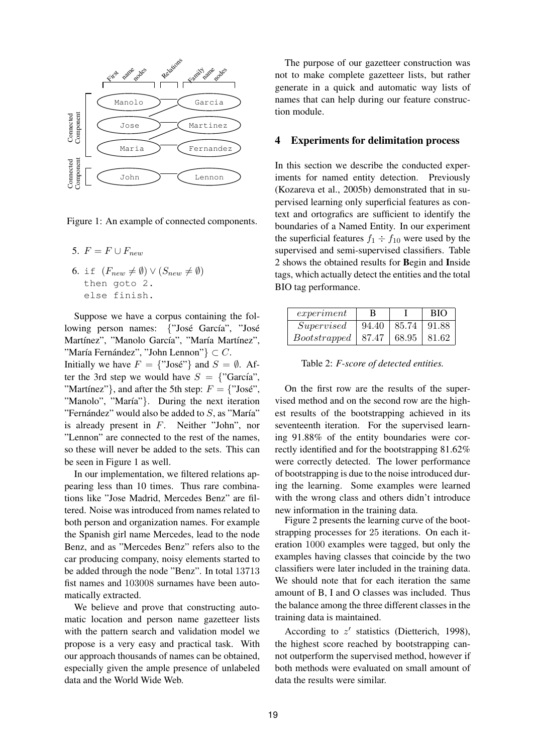Figure 1: An example of connected components.

5. $F = F \cup F_{new}$
6. `if` $(F_{new} \neq \emptyset) \vee (S_{new} \neq \emptyset)$
   `then goto 2.`
   `else finish.`

Suppose we have a corpus containing the following person names: {"José García", "José Martínez", "Manolo García", "María Martínez", "María Fernández", "John Lennon"} $\subset C$.
Initially we have $F$ = {"José"} and $S = \emptyset$. After the 3rd step we would have $S$ = {"García", "Martínez"}, and after the 5th step: $F$ = {"José", "Manolo", "María"}. During the next iteration "Fernández" would also be added to $S$, as "María" is already present in $F$. Neither "John", nor "Lennon" are connected to the rest of the names, so these will never be added to the sets. This can be seen in Figure 1 as well.

In our implementation, we filtered relations appearing less than 10 times. Thus rare combinations like "Jose Madrid, Mercedes Benz" are filtered. Noise was introduced from names related to both person and organization names. For example the Spanish girl name Mercedes, lead to the node Benz, and as "Mercedes Benz" refers also to the car producing company, noisy elements started to be added through the node "Benz". In total 13713 fist names and 103008 surnames have been automatically extracted.

We believe and prove that constructing automatic location and person name gazetteer lists with the pattern search and validation model we propose is a very easy and practical task. With our approach thousands of names can be obtained, especially given the ample presence of unlabeled data and the World Wide Web.

The purpose of our gazetteer construction was not to make complete gazetteer lists, but rather generate in a quick and automatic way lists of names that can help during our feature construction module.

## 4 Experiments for delimitation process

In this section we describe the conducted experiments for named entity detection. Previously (Kozareva et al., 2005b) demonstrated that in supervised learning only superficial features as context and ortografics are sufficient to identify the boundaries of a Named Entity. In our experiment the superficial features $f_1 \div f_{10}$ were used by the supervised and semi-supervised classifiers. Table 2 shows the obtained results for **B**egin and **I**nside tags, which actually detect the entities and the total BIO tag performance.

| *experiment* | B | I | BIO |
|---|---|---|---|
| *Supervised* | 94.40 | 85.74 | 91.88 |
| *Bootstrapped* | 87.47 | 68.95 | 81.62 |

Table 2: *F-score of detected entities.*

On the first row are the results of the supervised method and on the second row are the highest results of the bootstrapping achieved in its seventeenth iteration. For the supervised learning 91.88% of the entity boundaries were correctly identified and for the bootstrapping 81.62% were correctly detected. The lower performance of bootstrapping is due to the noise introduced during the learning. Some examples were learned with the wrong class and others didn't introduce new information in the training data.

Figure 2 presents the learning curve of the bootstrapping processes for 25 iterations. On each iteration 1000 examples were tagged, but only the examples having classes that coincide by the two classifiers were later included in the training data. We should note that for each iteration the same amount of B, I and O classes was included. Thus the balance among the three different classes in the training data is maintained.

According to $z'$ statistics (Dietterich, 1998), the highest score reached by bootstrapping cannot outperform the supervised method, however if both methods were evaluated on small amount of data the results were similar.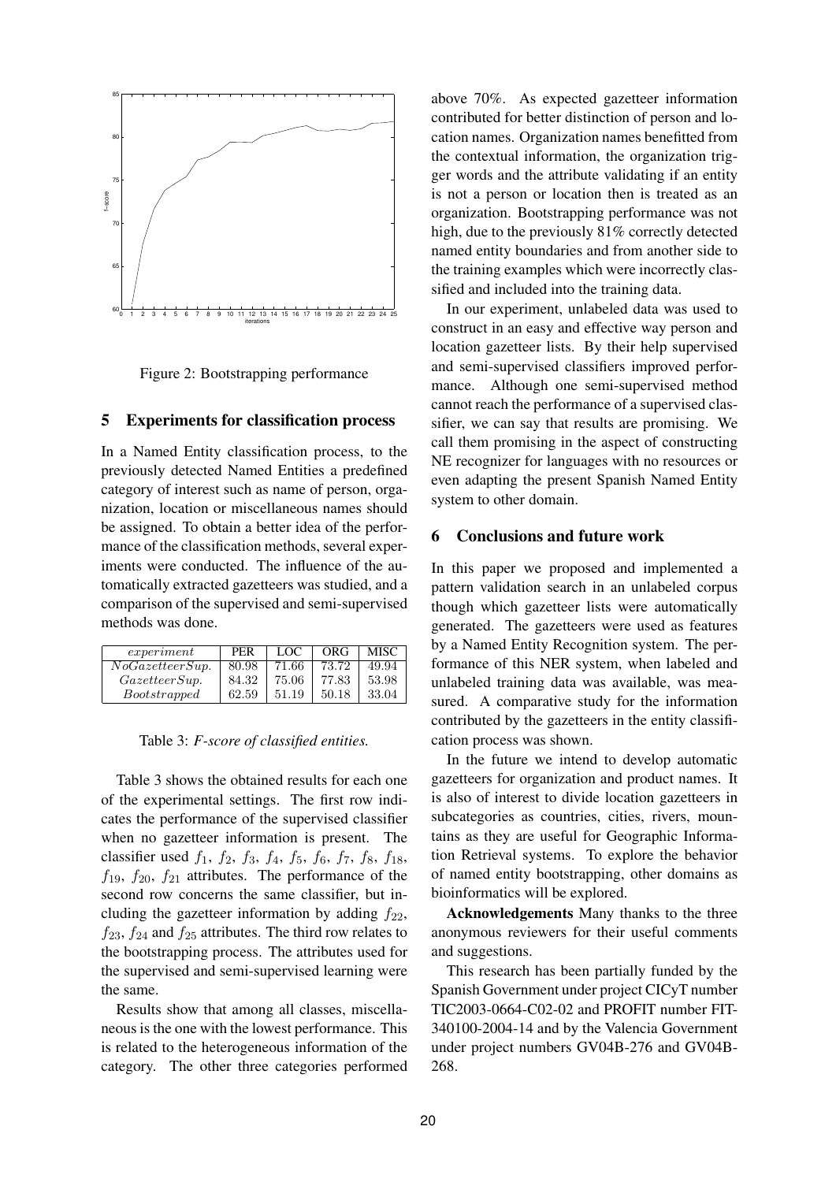Figure 2: Bootstrapping performance

## 5 Experiments for classification process

In a Named Entity classification process, to the previously detected Named Entities a predefined category of interest such as name of person, organization, location or miscellaneous names should be assigned. To obtain a better idea of the performance of the classification methods, several experiments were conducted. The influence of the automatically extracted gazetteers was studied, and a comparison of the supervised and semi-supervised methods was done.

| *experiment* | PER | LOC | ORG | MISC |
|---|---|---|---|---|
| *NoGazetteerSup.* | 80.98 | 71.66 | 73.72 | 49.94 |
| *GazetteerSup.* | 84.32 | 75.06 | 77.83 | 53.98 |
| *Bootstrapped* | 62.59 | 51.19 | 50.18 | 33.04 |

Table 3: *F-score of classified entities.*

Table 3 shows the obtained results for each one of the experimental settings. The first row indicates the performance of the supervised classifier when no gazetteer information is present. The classifier used $f_1$, $f_2$, $f_3$, $f_4$, $f_5$, $f_6$, $f_7$, $f_8$, $f_{18}$, $f_{19}$, $f_{20}$, $f_{21}$ attributes. The performance of the second row concerns the same classifier, but including the gazetteer information by adding $f_{22}$, $f_{23}$, $f_{24}$ and $f_{25}$ attributes. The third row relates to the bootstrapping process. The attributes used for the supervised and semi-supervised learning were the same.

Results show that among all classes, miscellaneous is the one with the lowest performance. This is related to the heterogeneous information of the category. The other three categories performed above 70%. As expected gazetteer information contributed for better distinction of person and location names. Organization names benefitted from the contextual information, the organization trigger words and the attribute validating if an entity is not a person or location then is treated as an organization. Bootstrapping performance was not high, due to the previously 81% correctly detected named entity boundaries and from another side to the training examples which were incorrectly classified and included into the training data.

In our experiment, unlabeled data was used to construct in an easy and effective way person and location gazetteer lists. By their help supervised and semi-supervised classifiers improved performance. Although one semi-supervised method cannot reach the performance of a supervised classifier, we can say that results are promising. We call them promising in the aspect of constructing NE recognizer for languages with no resources or even adapting the present Spanish Named Entity system to other domain.

## 6 Conclusions and future work

In this paper we proposed and implemented a pattern validation search in an unlabeled corpus though which gazetteer lists were automatically generated. The gazetteers were used as features by a Named Entity Recognition system. The performance of this NER system, when labeled and unlabeled training data was available, was measured. A comparative study for the information contributed by the gazetteers in the entity classification process was shown.

In the future we intend to develop automatic gazetteers for organization and product names. It is also of interest to divide location gazetteers in subcategories as countries, cities, rivers, mountains as they are useful for Geographic Information Retrieval systems. To explore the behavior of named entity bootstrapping, other domains as bioinformatics will be explored.

**Acknowledgements** Many thanks to the three anonymous reviewers for their useful comments and suggestions.

This research has been partially funded by the Spanish Government under project CICyT number TIC2003-0664-C02-02 and PROFIT number FIT-340100-2004-14 and by the Valencia Government under project numbers GV04B-276 and GV04B-268.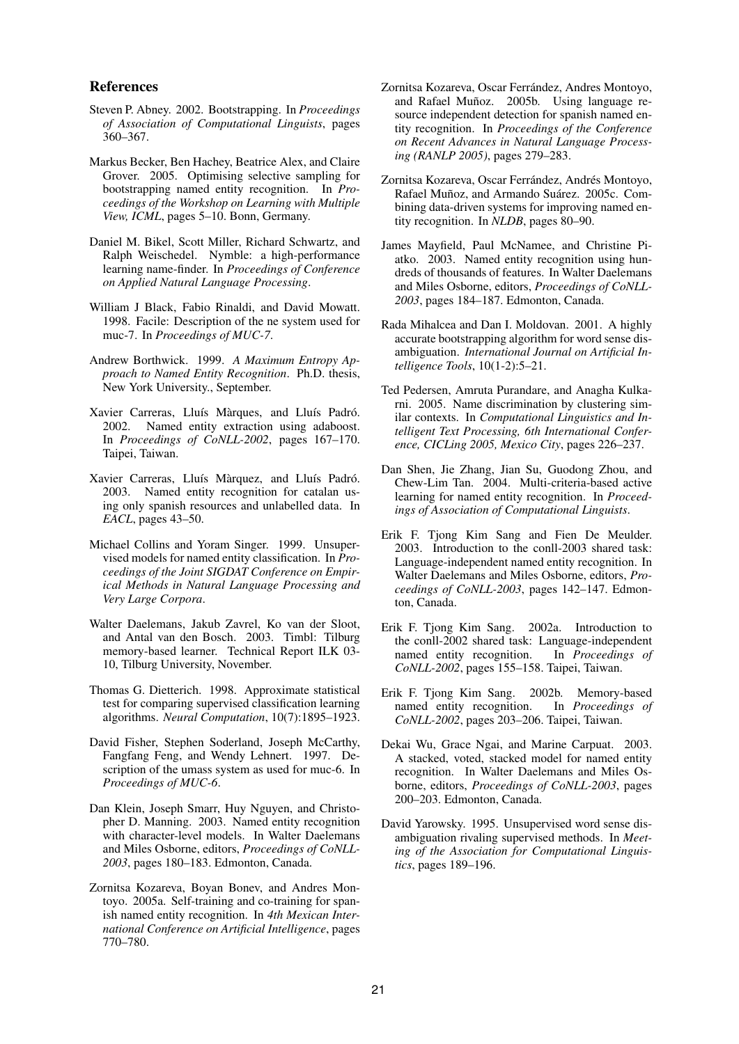## References

Steven P. Abney. 2002. Bootstrapping. In *Proceedings of Association of Computational Linguists*, pages 360–367.

Markus Becker, Ben Hachey, Beatrice Alex, and Claire Grover. 2005. Optimising selective sampling for bootstrapping named entity recognition. In *Proceedings of the Workshop on Learning with Multiple View, ICML*, pages 5–10. Bonn, Germany.

Daniel M. Bikel, Scott Miller, Richard Schwartz, and Ralph Weischedel. Nymble: a high-performance learning name-finder. In *Proceedings of Conference on Applied Natural Language Processing*.

William J Black, Fabio Rinaldi, and David Mowatt. 1998. Facile: Description of the ne system used for muc-7. In *Proceedings of MUC-7*.

Andrew Borthwick. 1999. *A Maximum Entropy Approach to Named Entity Recognition*. Ph.D. thesis, New York University., September.

Xavier Carreras, Lluís Màrques, and Lluís Padró. 2002. Named entity extraction using adaboost. In *Proceedings of CoNLL-2002*, pages 167–170. Taipei, Taiwan.

Xavier Carreras, Lluís Màrquez, and Lluís Padró. 2003. Named entity recognition for catalan using only spanish resources and unlabelled data. In *EACL*, pages 43–50.

Michael Collins and Yoram Singer. 1999. Unsupervised models for named entity classification. In *Proceedings of the Joint SIGDAT Conference on Empirical Methods in Natural Language Processing and Very Large Corpora*.

Walter Daelemans, Jakub Zavrel, Ko van der Sloot, and Antal van den Bosch. 2003. Timbl: Tilburg memory-based learner. Technical Report ILK 03-10, Tilburg University, November.

Thomas G. Dietterich. 1998. Approximate statistical test for comparing supervised classification learning algorithms. *Neural Computation*, 10(7):1895–1923.

David Fisher, Stephen Soderland, Joseph McCarthy, Fangfang Feng, and Wendy Lehnert. 1997. Description of the umass system as used for muc-6. In *Proceedings of MUC-6*.

Dan Klein, Joseph Smarr, Huy Nguyen, and Christopher D. Manning. 2003. Named entity recognition with character-level models. In Walter Daelemans and Miles Osborne, editors, *Proceedings of CoNLL-2003*, pages 180–183. Edmonton, Canada.

Zornitsa Kozareva, Boyan Bonev, and Andres Montoyo. 2005a. Self-training and co-training for spanish named entity recognition. In *4th Mexican International Conference on Artificial Intelligence*, pages 770–780.

Zornitsa Kozareva, Oscar Ferrández, Andres Montoyo, and Rafael Muñoz. 2005b. Using language resource independent detection for spanish named entity recognition. In *Proceedings of the Conference on Recent Advances in Natural Language Processing (RANLP 2005)*, pages 279–283.

Zornitsa Kozareva, Oscar Ferrández, Andrés Montoyo, Rafael Muñoz, and Armando Suárez. 2005c. Combining data-driven systems for improving named entity recognition. In *NLDB*, pages 80–90.

James Mayfield, Paul McNamee, and Christine Piatko. 2003. Named entity recognition using hundreds of thousands of features. In Walter Daelemans and Miles Osborne, editors, *Proceedings of CoNLL-2003*, pages 184–187. Edmonton, Canada.

Rada Mihalcea and Dan I. Moldovan. 2001. A highly accurate bootstrapping algorithm for word sense disambiguation. *International Journal on Artificial Intelligence Tools*, 10(1-2):5–21.

Ted Pedersen, Amruta Purandare, and Anagha Kulkarni. 2005. Name discrimination by clustering similar contexts. In *Computational Linguistics and Intelligent Text Processing, 6th International Conference, CICLing 2005, Mexico City*, pages 226–237.

Dan Shen, Jie Zhang, Jian Su, Guodong Zhou, and Chew-Lim Tan. 2004. Multi-criteria-based active learning for named entity recognition. In *Proceedings of Association of Computational Linguists*.

Erik F. Tjong Kim Sang and Fien De Meulder. 2003. Introduction to the conll-2003 shared task: Language-independent named entity recognition. In Walter Daelemans and Miles Osborne, editors, *Proceedings of CoNLL-2003*, pages 142–147. Edmonton, Canada.

Erik F. Tjong Kim Sang. 2002a. Introduction to the conll-2002 shared task: Language-independent named entity recognition. In *Proceedings of CoNLL-2002*, pages 155–158. Taipei, Taiwan.

Erik F. Tjong Kim Sang. 2002b. Memory-based named entity recognition. In *Proceedings of CoNLL-2002*, pages 203–206. Taipei, Taiwan.

Dekai Wu, Grace Ngai, and Marine Carpuat. 2003. A stacked, voted, stacked model for named entity recognition. In Walter Daelemans and Miles Osborne, editors, *Proceedings of CoNLL-2003*, pages 200–203. Edmonton, Canada.

David Yarowsky. 1995. Unsupervised word sense disambiguation rivaling supervised methods. In *Meeting of the Association for Computational Linguistics*, pages 189–196.